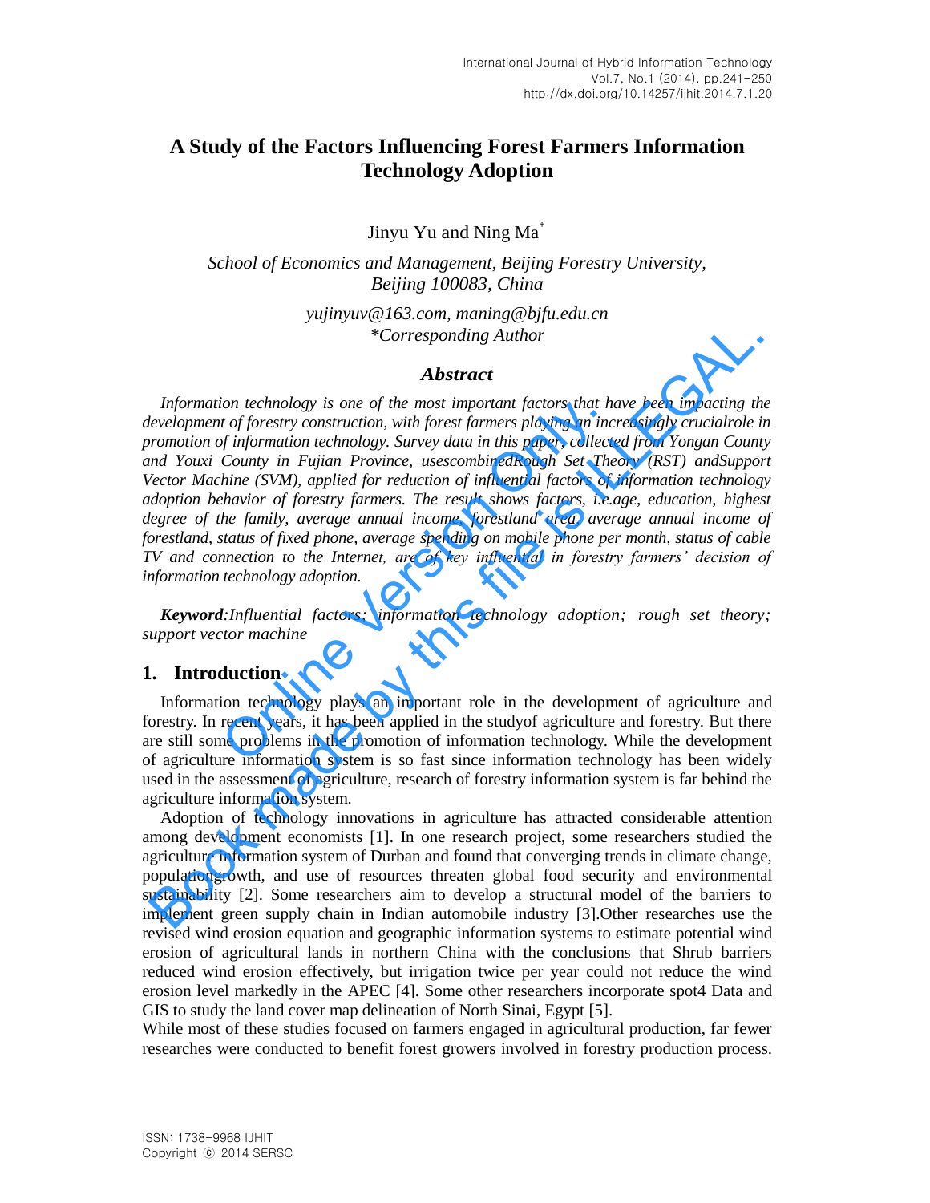# A Study of the Factors Influencing Forest Farmers Information Technology Adoption

Jinyu Yu and Ning Ma*

*School of Economics and Management, Beijing Forestry University, Beijing 100083, China*

*yujinyuv@163.com, maning@bjfu.edu.cn*
**Corresponding Author*

## *Abstract*

*Information technology is one of the most important factors that have been impacting the development of forestry construction, with forest farmers playing an increasingly crucialrole in promotion of information technology. Survey data in this paper, collected from Yongan County and Youxi County in Fujian Province, usescombinedRough Set Theory (RST) andSupport Vector Machine (SVM), applied for reduction of influential factors of information technology adoption behavior of forestry farmers. The result shows factors, i.e.age, education, highest degree of the family, average annual income, forestland area, average annual income of forestland, status of fixed phone, average spending on mobile phone per month, status of cable TV and connection to the Internet, are of key influential in forestry farmers' decision of information technology adoption.*

***Keyword**:Influential factors; information technology adoption; rough set theory; support vector machine*

## 1. Introduction

Information technology plays an important role in the development of agriculture and forestry. In recent years, it has been applied in the studyof agriculture and forestry. But there are still some problems in the promotion of information technology. While the development of agriculture information system is so fast since information technology has been widely used in the assessment of agriculture, research of forestry information system is far behind the agriculture information system.

Adoption of technology innovations in agriculture has attracted considerable attention among development economists [1]. In one research project, some researchers studied the agriculture information system of Durban and found that converging trends in climate change, populationgrowth, and use of resources threaten global food security and environmental sustainability [2]. Some researchers aim to develop a structural model of the barriers to implement green supply chain in Indian automobile industry [3].Other researches use the revised wind erosion equation and geographic information systems to estimate potential wind erosion of agricultural lands in northern China with the conclusions that Shrub barriers reduced wind erosion effectively, but irrigation twice per year could not reduce the wind erosion level markedly in the APEC [4]. Some other researchers incorporate spot4 Data and GIS to study the land cover map delineation of North Sinai, Egypt [5].

While most of these studies focused on farmers engaged in agricultural production, far fewer researches were conducted to benefit forest growers involved in forestry production process.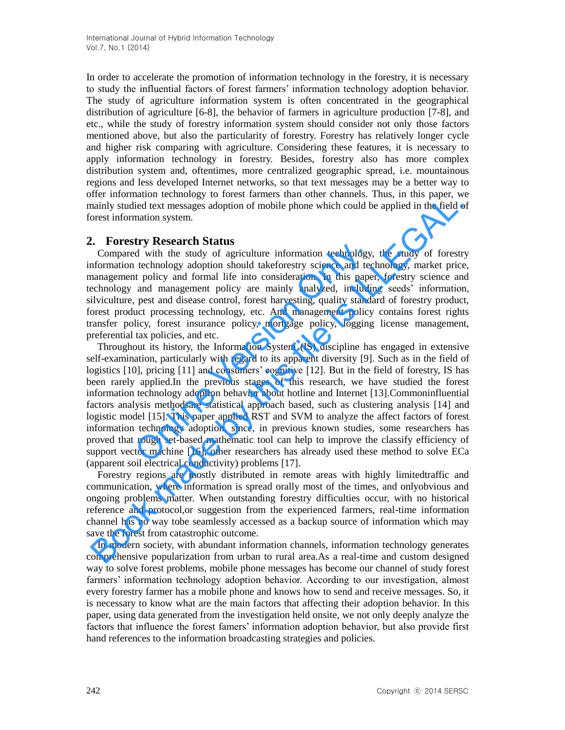In order to accelerate the promotion of information technology in the forestry, it is necessary to study the influential factors of forest farmers' information technology adoption behavior. The study of agriculture information system is often concentrated in the geographical distribution of agriculture [6-8], the behavior of farmers in agriculture production [7-8], and etc., while the study of forestry information system should consider not only those factors mentioned above, but also the particularity of forestry. Forestry has relatively longer cycle and higher risk comparing with agriculture. Considering these features, it is necessary to apply information technology in forestry. Besides, forestry also has more complex distribution system and, oftentimes, more centralized geographic spread, i.e. mountainous regions and less developed Internet networks, so that text messages may be a better way to offer information technology to forest farmers than other channels. Thus, in this paper, we mainly studied text messages adoption of mobile phone which could be applied in the field of forest information system.

## 2. Forestry Research Status

Compared with the study of agriculture information technology, the study of forestry information technology adoption should takeforestry science and technology, market price, management policy and formal life into consideration. In this paper, forestry science and technology and management policy are mainly analyzed, including seeds' information, silviculture, pest and disease control, forest harvesting, quality standard of forestry product, forest product processing technology, etc. And management policy contains forest rights transfer policy, forest insurance policy, mortgage policy, logging license management, preferential tax policies, and etc.

Throughout its history, the Information System (IS) discipline has engaged in extensive self-examination, particularly with regard to its apparent diversity [9]. Such as in the field of logistics [10], pricing [11] and consumers' cognitive [12]. But in the field of forestry, IS has been rarely applied.In the previous stages of this research, we have studied the forest information technology adoption behavior about hotline and Internet [13].Commoninfluential factors analysis methodsare statistical approach based, such as clustering analysis [14] and logistic model [15]. This paper applied RST and SVM to analyze the affect factors of forest information technology adoption since, in previous known studies, some researchers has proved that rough set-based mathematic tool can help to improve the classify efficiency of support vector machine [16], other researchers has already used these method to solve ECa (apparent soil electrical conductivity) problems [17].

Forestry regions are mostly distributed in remote areas with highly limitedtraffic and communication, where information is spread orally most of the times, and onlyobvious and ongoing problems matter. When outstanding forestry difficulties occur, with no historical reference and protocol,or suggestion from the experienced farmers, real-time information channel has no way tobe seamlessly accessed as a backup source of information which may save the forest from catastrophic outcome.

In modern society, with abundant information channels, information technology generates comprehensive popularization from urban to rural area.As a real-time and custom designed way to solve forest problems, mobile phone messages has become our channel of study forest farmers' information technology adoption behavior. According to our investigation, almost every forestry farmer has a mobile phone and knows how to send and receive messages. So, it is necessary to know what are the main factors that affecting their adoption behavior. In this paper, using data generated from the investigation held onsite, we not only deeply analyze the factors that influence the forest famers' information adoption behavior, but also provide first hand references to the information broadcasting strategies and policies.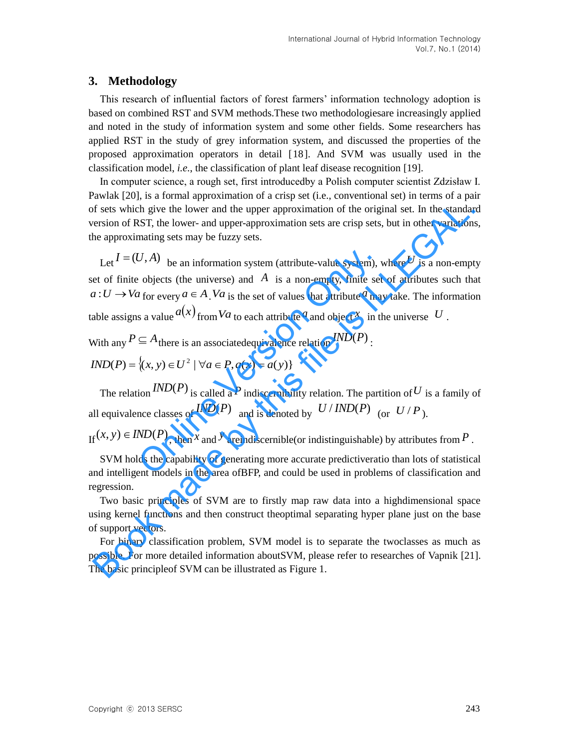## 3. Methodology

This research of influential factors of forest farmers' information technology adoption is based on combined RST and SVM methods.These two methodologiesare increasingly applied and noted in the study of information system and some other fields. Some researchers has applied RST in the study of grey information system, and discussed the properties of the proposed approximation operators in detail [18]. And SVM was usually used in the classification model, *i.e.*, the classification of plant leaf disease recognition [19].

In computer science, a rough set, first introducedby a Polish computer scientist Zdzisław I. Pawlak [20], is a formal approximation of a crisp set (i.e., conventional set) in terms of a pair of sets which give the lower and the upper approximation of the original set. In the standard version of RST, the lower- and upper-approximation sets are crisp sets, but in other variations, the approximating sets may be fuzzy sets.

Let $I = (U, A)$ be an information system (attribute-value system), where $U$ is a non-empty set of finite objects (the universe) and $A$ is a non-empty, finite set of attributes such that $a : U \rightarrow Va$ for every $a \in A$. $Va$ is the set of values that attribute $a$ may take. The information table assigns a value $a(x)$ from $Va$ to each attribute $a$ and object $x$ in the universe $U$.

With any $P \subseteq A$ there is an associatedequivalence relation $IND(P)$:

$$IND(P) = \{(x, y) \in U^2 \mid \forall a \in P, a(x) = a(y)\}$$

The relation $IND(P)$ is called a $P$ indiscernibility relation. The partition of $U$ is a family of all equivalence classes of $IND(P)$ and is denoted by $U / IND(P)$ (or $U / P$).

If $(x, y) \in IND(P)$, then $x$ and $y$ areindiscernible(or indistinguishable) by attributes from $P$.

SVM holds the capability of generating more accurate predictiveratio than lots of statistical and intelligent models in the area ofBFP, and could be used in problems of classification and regression.

Two basic principles of SVM are to firstly map raw data into a highdimensional space using kernel functions and then construct theoptimal separating hyper plane just on the base of support vectors.

For binary classification problem, SVM model is to separate the twoclasses as much as possible. For more detailed information aboutSVM, please refer to researches of Vapnik [21]. The basic principleof SVM can be illustrated as Figure 1.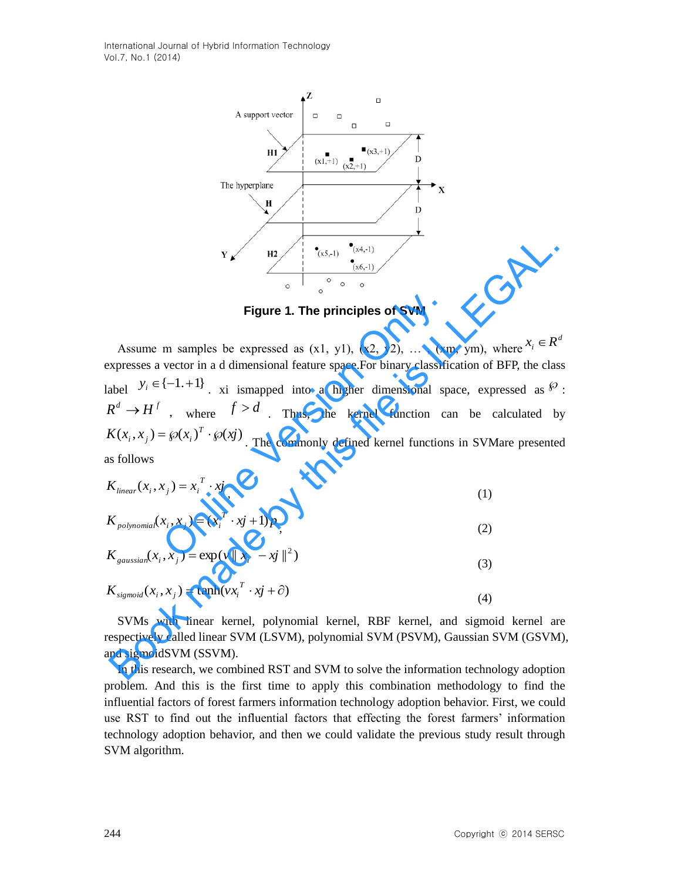**Figure 1. The principles of SVM**

Assume m samples be expressed as (x1, y1), (x2, y2), … , (xm, ym), where $x_i \in R^d$ expresses a vector in a d dimensional feature space.For binary classification of BFP, the class label $y_i \in \{-1.+1\}$. xi ismapped into a higher dimensional space, expressed as $\wp$ : $R^d \to H^f$ , where $f > d$ . Thus, the kernel function can be calculated by $K(x_i, x_j) = \wp(x_i)^T \cdot \wp(xj)$ . The commonly defined kernel functions in SVMare presented as follows

$$K_{linear}(x_i, x_j) = x_i^T \cdot xj, \quad (1)$$

$$K_{polynomial}(x_i, x_j) = (x_i^T \cdot xj + 1)p, \quad (2)$$

$$K_{gaussian}(x_i, x_j) = \exp(v \| x_i - xj \|^2) \quad (3)$$

$$K_{sigmoid}(x_i, x_j) = \tanh(vx_i^T \cdot xj + \partial) \quad (4)$$

SVMs with linear kernel, polynomial kernel, RBF kernel, and sigmoid kernel are respectively called linear SVM (LSVM), polynomial SVM (PSVM), Gaussian SVM (GSVM), and sigmoidSVM (SSVM).

In this research, we combined RST and SVM to solve the information technology adoption problem. And this is the first time to apply this combination methodology to find the influential factors of forest farmers information technology adoption behavior. First, we could use RST to find out the influential factors that effecting the forest farmers' information technology adoption behavior, and then we could validate the previous study result through SVM algorithm.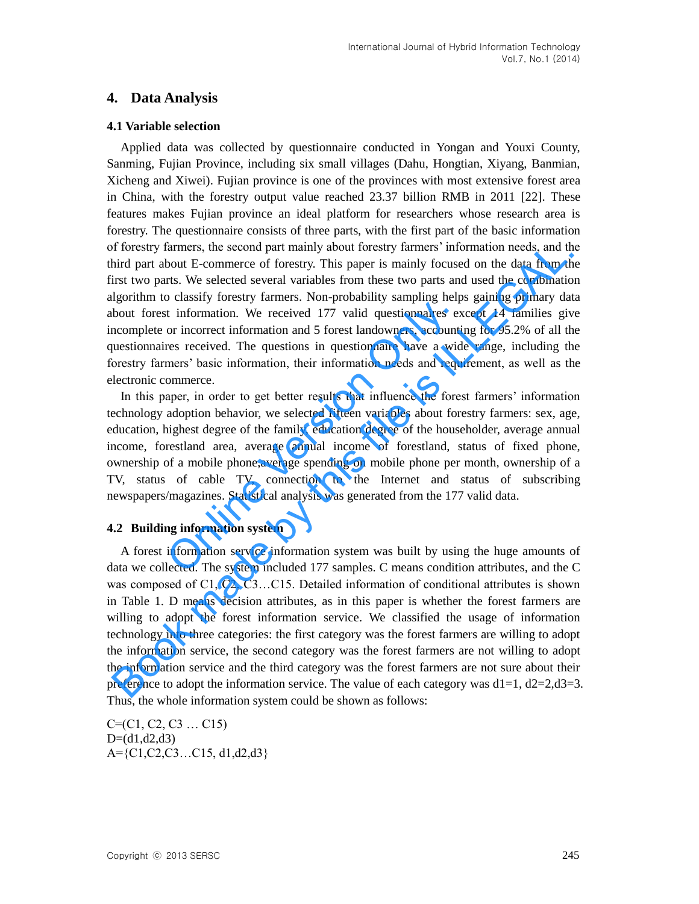## 4. Data Analysis

### 4.1 Variable selection

Applied data was collected by questionnaire conducted in Yongan and Youxi County, Sanming, Fujian Province, including six small villages (Dahu, Hongtian, Xiyang, Banmian, Xicheng and Xiwei). Fujian province is one of the provinces with most extensive forest area in China, with the forestry output value reached 23.37 billion RMB in 2011 [22]. These features makes Fujian province an ideal platform for researchers whose research area is forestry. The questionnaire consists of three parts, with the first part of the basic information of forestry farmers, the second part mainly about forestry farmers' information needs, and the third part about E-commerce of forestry. This paper is mainly focused on the data from the first two parts. We selected several variables from these two parts and used the combination algorithm to classify forestry farmers. Non-probability sampling helps gaining primary data about forest information. We received 177 valid questionnaires except 14 families give incomplete or incorrect information and 5 forest landowners, accounting for 95.2% of all the questionnaires received. The questions in questionnaire have a wide range, including the forestry farmers' basic information, their information needs and requirement, as well as the electronic commerce.

In this paper, in order to get better results that influence the forest farmers' information technology adoption behavior, we selected fifteen variables about forestry farmers: sex, age, education, highest degree of the family, education degree of the householder, average annual income, forestland area, average annual income of forestland, status of fixed phone, ownership of a mobile phone,average spending on mobile phone per month, ownership of a TV, status of cable TV, connection to the Internet and status of subscribing newspapers/magazines. Statistical analysis was generated from the 177 valid data.

### 4.2 Building information system

A forest information service information system was built by using the huge amounts of data we collected. The system included 177 samples. C means condition attributes, and the C was composed of C1, C2, C3…C15. Detailed information of conditional attributes is shown in Table 1. D means decision attributes, as in this paper is whether the forest farmers are willing to adopt the forest information service. We classified the usage of information technology into three categories: the first category was the forest farmers are willing to adopt the information service, the second category was the forest farmers are not willing to adopt the information service and the third category was the forest farmers are not sure about their preference to adopt the information service. The value of each category was d1=1, d2=2,d3=3. Thus, the whole information system could be shown as follows:

C=(C1, C2, C3 … C15)
D=(d1,d2,d3)
A={C1,C2,C3…C15, d1,d2,d3}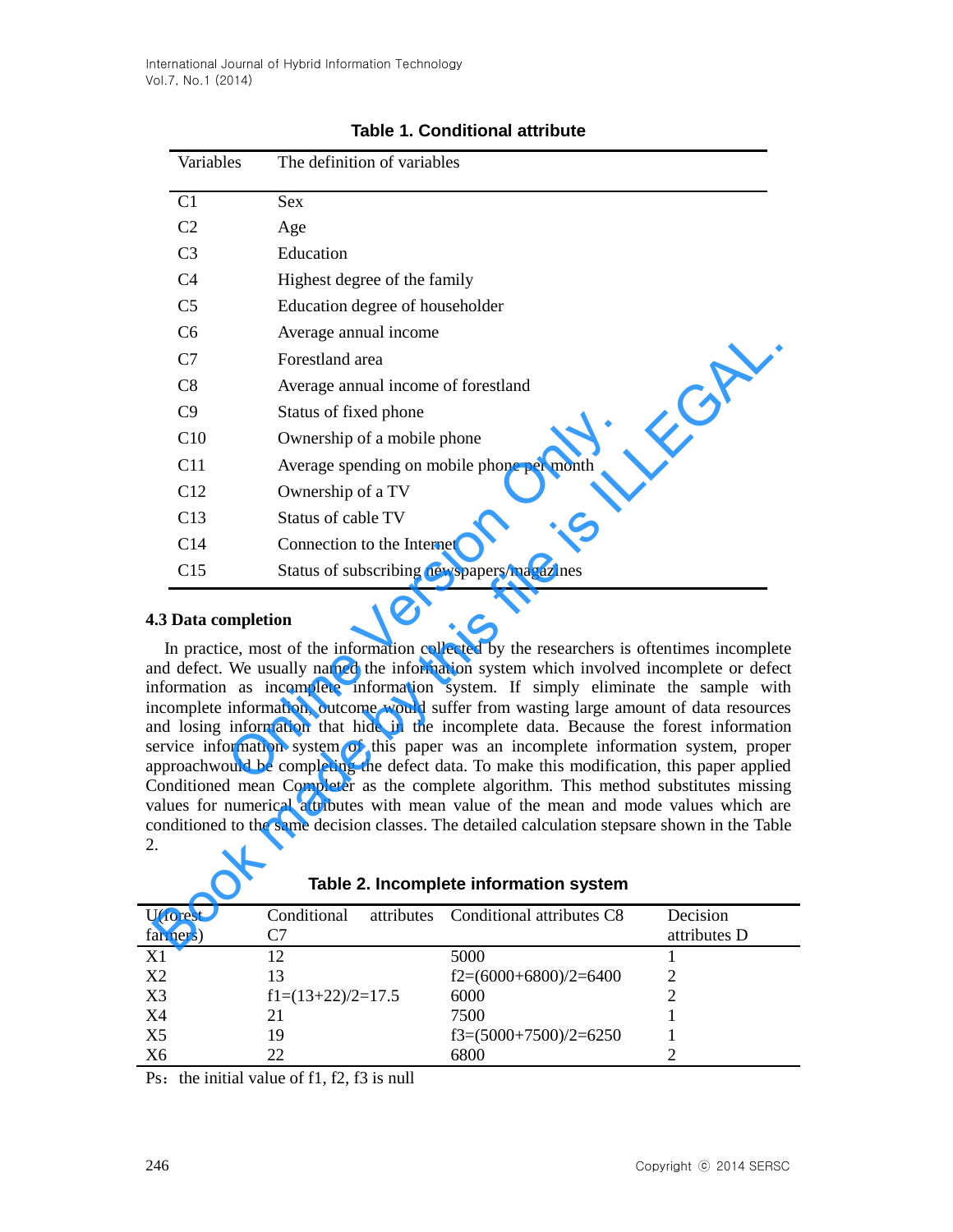**Table 1. Conditional attribute**

| Variables | The definition of variables |
|---|---|
| C1 | Sex |
| C2 | Age |
| C3 | Education |
| C4 | Highest degree of the family |
| C5 | Education degree of householder |
| C6 | Average annual income |
| C7 | Forestland area |
| C8 | Average annual income of forestland |
| C9 | Status of fixed phone |
| C10 | Ownership of a mobile phone |
| C11 | Average spending on mobile phone per month |
| C12 | Ownership of a TV |
| C13 | Status of cable TV |
| C14 | Connection to the Internet |
| C15 | Status of subscribing newspapers/magazines |

### 4.3 Data completion

In practice, most of the information collected by the researchers is oftentimes incomplete and defect. We usually named the information system which involved incomplete or defect information as incomplete information system. If simply eliminate the sample with incomplete information, outcome would suffer from wasting large amount of data resources and losing information that hide in the incomplete data. Because the forest information service information system of this paper was an incomplete information system, proper approachwould be completing the defect data. To make this modification, this paper applied Conditioned mean Completer as the complete algorithm. This method substitutes missing values for numerical attributes with mean value of the mean and mode values which are conditioned to the same decision classes. The detailed calculation stepsare shown in the Table 2.

**Table 2. Incomplete information system**

| U(forest farmers) | Conditional attributes C7 | Conditional attributes C8 | Decision attributes D |
|---|---|---|---|
| X1 | 12 | 5000 | 1 |
| X2 | 13 | f2=(6000+6800)/2=6400 | 2 |
| X3 | f1=(13+22)/2=17.5 | 6000 | 2 |
| X4 | 21 | 7500 | 1 |
| X5 | 19 | f3=(5000+7500)/2=6250 | 1 |
| X6 | 22 | 6800 | 2 |

Ps：the initial value of f1, f2, f3 is null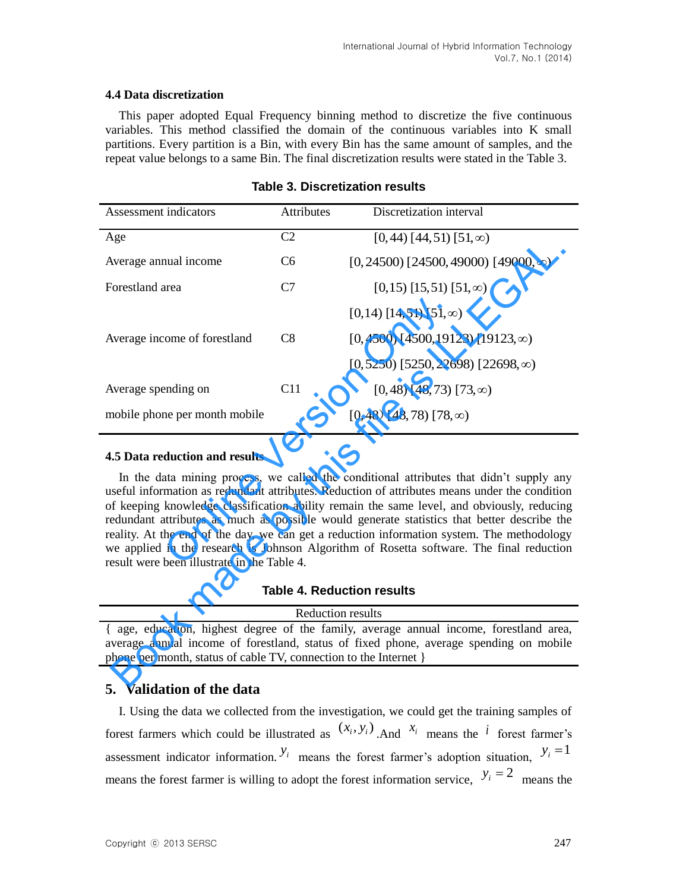### 4.4 Data discretization

This paper adopted Equal Frequency binning method to discretize the five continuous variables. This method classified the domain of the continuous variables into K small partitions. Every partition is a Bin, with every Bin has the same amount of samples, and the repeat value belongs to a same Bin. The final discretization results were stated in the Table 3.

**Table 3. Discretization results**

| Assessment indicators | Attributes | Discretization interval |
|---|---|---|
| Age | C2 | $[0,44)\ [44,51)\ [51,\infty)$ |
| Average annual income | C6 | $[0,24500)\ [24500,49000)\ [49000,\infty)$ |
| Forestland area | C7 | $[0,15)\ [15,51)\ [51,\infty)$ |
| | | $[0,14)\ [14,51)\ [51,\infty)$ |
| Average income of forestland | C8 | $[0,4500)\ [4500,19123)\ [19123,\infty)$ |
| | | $[0,5250)\ [5250,22698)\ [22698,\infty)$ |
| Average spending on | C11 | $[0,48)\ [48,73)\ [73,\infty)$ |
| mobile phone per month mobile | | $[0,48)\ [48,78)\ [78,\infty)$ |

### 4.5 Data reduction and results

In the data mining process, we called the conditional attributes that didn't supply any useful information as redundant attributes. Reduction of attributes means under the condition of keeping knowledge classification ability remain the same level, and obviously, reducing redundant attributes as much as possible would generate statistics that better describe the reality. At the end of the day, we can get a reduction information system. The methodology we applied in the research is Johnson Algorithm of Rosetta software. The final reduction result were been illustrate in the Table 4.

**Table 4. Reduction results**

| Reduction results |
|---|
| { age, education, highest degree of the family, average annual income, forestland area, average annual income of forestland, status of fixed phone, average spending on mobile phone per month, status of cable TV, connection to the Internet } |

## 5. Validation of the data

I. Using the data we collected from the investigation, we could get the training samples of forest farmers which could be illustrated as $(x_i, y_i)$ .And $x_i$ means the $i$ forest farmer's assessment indicator information. $y_i$ means the forest farmer's adoption situation, $y_i = 1$ means the forest farmer is willing to adopt the forest information service, $y_i = 2$ means the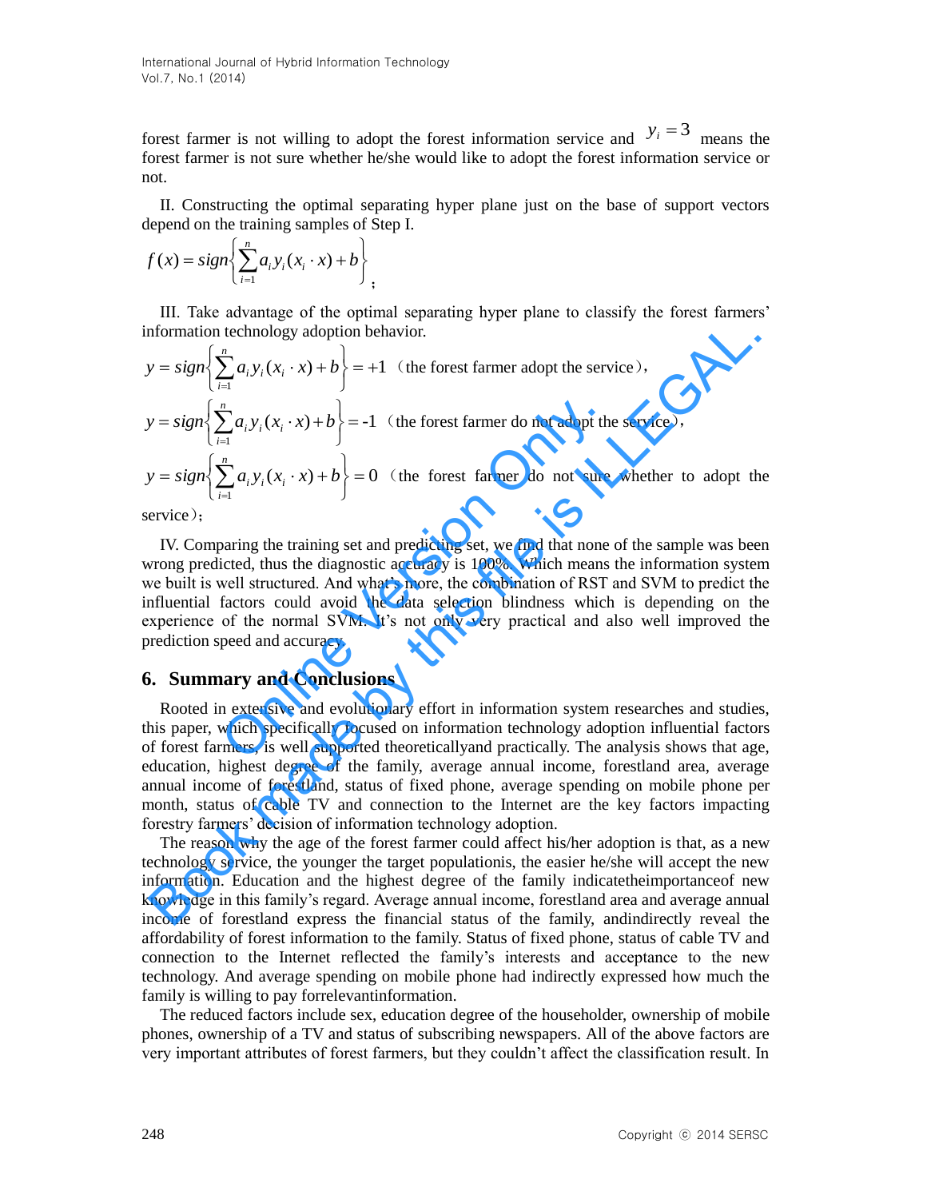forest farmer is not willing to adopt the forest information service and $y_i = 3$ means the forest farmer is not sure whether he/she would like to adopt the forest information service or not.

II. Constructing the optimal separating hyper plane just on the base of support vectors depend on the training samples of Step I.

$$f(x) = sign\left\{\sum_{i=1}^{n} a_i y_i (x_i \cdot x) + b\right\};$$

III. Take advantage of the optimal separating hyper plane to classify the forest farmers' information technology adoption behavior.

$$y = sign\left\{\sum_{i=1}^{n} a_i y_i (x_i \cdot x) + b\right\} = +1$$ （the forest farmer adopt the service），

$$y = sign\left\{\sum_{i=1}^{n} a_i y_i (x_i \cdot x) + b\right\} = -1$$ （the forest farmer do not adopt the service），

$$y = sign\left\{\sum_{i=1}^{n} a_i y_i (x_i \cdot x) + b\right\} = 0$$ （the forest farmer do not sure whether to adopt the service）;

IV. Comparing the training set and predicting set, we find that none of the sample was been wrong predicted, thus the diagnostic accuracy is 100%. Which means the information system we built is well structured. And what's more, the combination of RST and SVM to predict the influential factors could avoid the data selection blindness which is depending on the experience of the normal SVM. It's not only very practical and also well improved the prediction speed and accuracy.

## 6. Summary and Conclusions

Rooted in extensive and evolutionary effort in information system researches and studies, this paper, which specifically focused on information technology adoption influential factors of forest farmers, is well supported theoreticallyand practically. The analysis shows that age, education, highest degree of the family, average annual income, forestland area, average annual income of forestland, status of fixed phone, average spending on mobile phone per month, status of cable TV and connection to the Internet are the key factors impacting forestry farmers' decision of information technology adoption.

The reason why the age of the forest farmer could affect his/her adoption is that, as a new technology service, the younger the target populationis, the easier he/she will accept the new information. Education and the highest degree of the family indicatetheimportanceof new knowledge in this family's regard. Average annual income, forestland area and average annual income of forestland express the financial status of the family, andindirectly reveal the affordability of forest information to the family. Status of fixed phone, status of cable TV and connection to the Internet reflected the family's interests and acceptance to the new technology. And average spending on mobile phone had indirectly expressed how much the family is willing to pay forrelevantinformation.

The reduced factors include sex, education degree of the householder, ownership of mobile phones, ownership of a TV and status of subscribing newspapers. All of the above factors are very important attributes of forest farmers, but they couldn't affect the classification result. In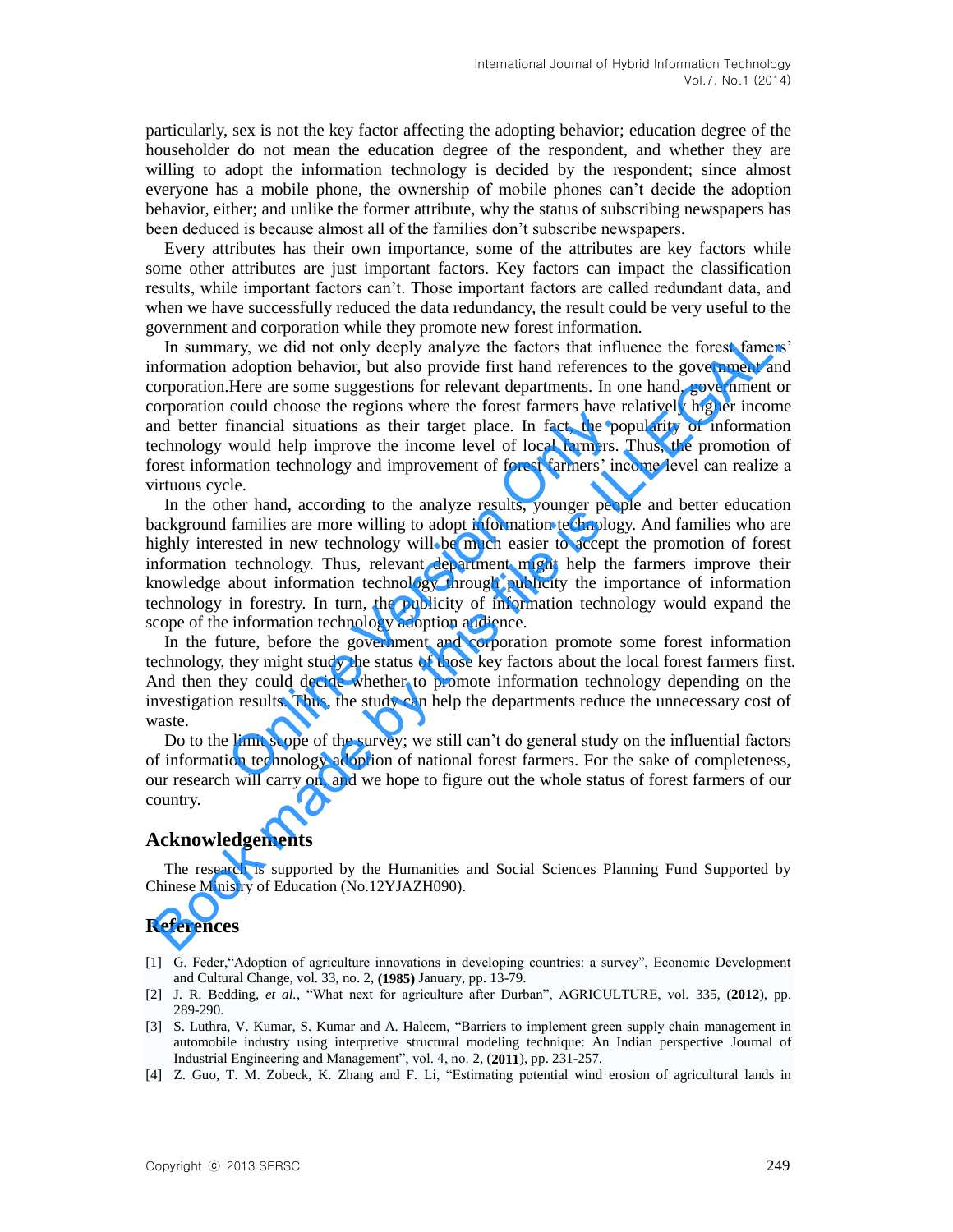particularly, sex is not the key factor affecting the adopting behavior; education degree of the householder do not mean the education degree of the respondent, and whether they are willing to adopt the information technology is decided by the respondent; since almost everyone has a mobile phone, the ownership of mobile phones can't decide the adoption behavior, either; and unlike the former attribute, why the status of subscribing newspapers has been deduced is because almost all of the families don't subscribe newspapers.

Every attributes has their own importance, some of the attributes are key factors while some other attributes are just important factors. Key factors can impact the classification results, while important factors can't. Those important factors are called redundant data, and when we have successfully reduced the data redundancy, the result could be very useful to the government and corporation while they promote new forest information.

In summary, we did not only deeply analyze the factors that influence the forest famers' information adoption behavior, but also provide first hand references to the government and corporation.Here are some suggestions for relevant departments. In one hand, government or corporation could choose the regions where the forest farmers have relatively higher income and better financial situations as their target place. In fact, the popularity of information technology would help improve the income level of local farmers. Thus, the promotion of forest information technology and improvement of forest farmers' income level can realize a virtuous cycle.

In the other hand, according to the analyze results, younger people and better education background families are more willing to adopt information technology. And families who are highly interested in new technology will be much easier to accept the promotion of forest information technology. Thus, relevant department might help the farmers improve their knowledge about information technology through publicity the importance of information technology in forestry. In turn, the publicity of information technology would expand the scope of the information technology adoption audience.

In the future, before the government and corporation promote some forest information technology, they might study the status of those key factors about the local forest farmers first. And then they could decide whether to promote information technology depending on the investigation results. Thus, the study can help the departments reduce the unnecessary cost of waste.

Do to the limit scope of the survey; we still can't do general study on the influential factors of information technology adoption of national forest farmers. For the sake of completeness, our research will carry on, and we hope to figure out the whole status of forest farmers of our country.

## Acknowledgements

The research is supported by the Humanities and Social Sciences Planning Fund Supported by Chinese Ministry of Education (No.12YJAZH090).

## References

[1] G. Feder,"Adoption of agriculture innovations in developing countries: a survey", Economic Development and Cultural Change, vol. 33, no. 2, **(1985)** January, pp. 13-79.

[2] J. R. Bedding, *et al.*, "What next for agriculture after Durban", AGRICULTURE, vol. 335, (**2012**), pp. 289-290.

[3] S. Luthra, V. Kumar, S. Kumar and A. Haleem, "Barriers to implement green supply chain management in automobile industry using interpretive structural modeling technique: An Indian perspective Journal of Industrial Engineering and Management", vol. 4, no. 2, (**2011**), pp. 231-257.

[4] Z. Guo, T. M. Zobeck, K. Zhang and F. Li, "Estimating potential wind erosion of agricultural lands in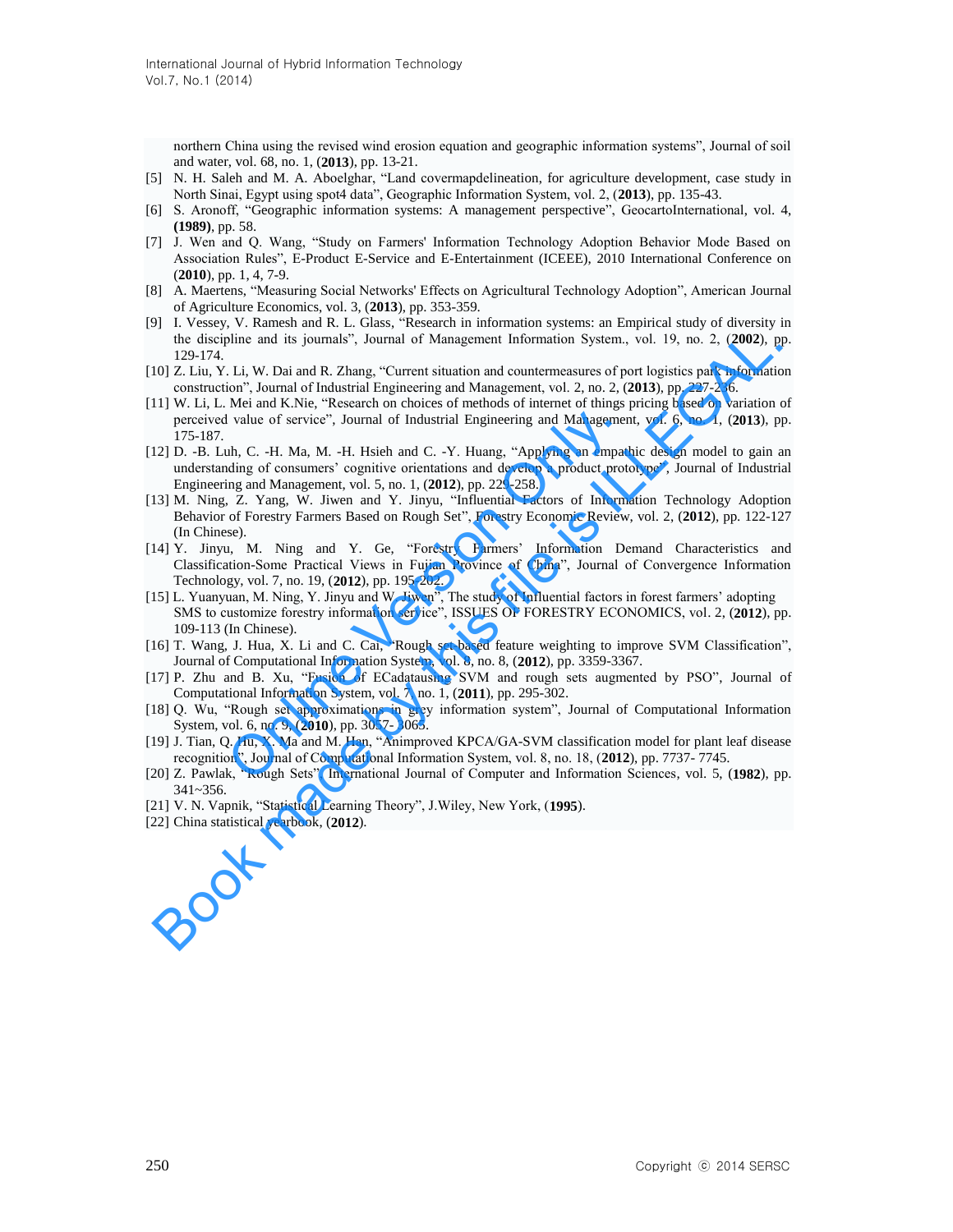northern China using the revised wind erosion equation and geographic information systems", Journal of soil and water, vol. 68, no. 1, (**2013**), pp. 13-21.

[5] N. H. Saleh and M. A. Aboelghar, "Land covermapdelineation, for agriculture development, case study in North Sinai, Egypt using spot4 data", Geographic Information System, vol. 2, (**2013**), pp. 135-43.

[6] S. Aronoff, "Geographic information systems: A management perspective", GeocartoInternational, vol. 4, **(1989)**, pp. 58.

[7] J. Wen and Q. Wang, "Study on Farmers' Information Technology Adoption Behavior Mode Based on Association Rules", E-Product E-Service and E-Entertainment (ICEEE), 2010 International Conference on (**2010**), pp. 1, 4, 7-9.

[8] A. Maertens, "Measuring Social Networks' Effects on Agricultural Technology Adoption", American Journal of Agriculture Economics, vol. 3, (**2013**), pp. 353-359.

[9] I. Vessey, V. Ramesh and R. L. Glass, "Research in information systems: an Empirical study of diversity in the discipline and its journals", Journal of Management Information System., vol. 19, no. 2, (**2002**), pp. 129-174.

[10] Z. Liu, Y. Li, W. Dai and R. Zhang, "Current situation and countermeasures of port logistics park information construction", Journal of Industrial Engineering and Management, vol. 2, no. 2, (**2013**), pp. 227-236.

[11] W. Li, L. Mei and K.Nie, "Research on choices of methods of internet of things pricing based on variation of perceived value of service", Journal of Industrial Engineering and Management, vol. 6, no. 1, (**2013**), pp. 175-187.

[12] D. -B. Luh, C. -H. Ma, M. -H. Hsieh and C. -Y. Huang, "Applying an empathic design model to gain an understanding of consumers' cognitive orientations and develop a product prototype", Journal of Industrial Engineering and Management, vol. 5, no. 1, (**2012**), pp. 229-258.

[13] M. Ning, Z. Yang, W. Jiwen and Y. Jinyu, "Influential Factors of Information Technology Adoption Behavior of Forestry Farmers Based on Rough Set", Forestry Economic Review, vol. 2, (**2012**), pp. 122-127 (In Chinese).

[14] Y. Jinyu, M. Ning and Y. Ge, "Forestry Farmers' Information Demand Characteristics and Classification-Some Practical Views in Fujian Province of China", Journal of Convergence Information Technology, vol. 7, no. 19, (**2012**), pp. 195-202.

[15] L. Yuanyuan, M. Ning, Y. Jinyu and W. Jiwen", The study of influential factors in forest farmers' adopting SMS to customize forestry information service", ISSUES OF FORESTRY ECONOMICS, vol. 2, (**2012**), pp. 109-113 (In Chinese).

[16] T. Wang, J. Hua, X. Li and C. Cai, "Rough set-based feature weighting to improve SVM Classification", Journal of Computational Information System, vol. 8, no. 8, (**2012**), pp. 3359-3367.

[17] P. Zhu and B. Xu, "Fusion of ECadatausing SVM and rough sets augmented by PSO", Journal of Computational Information System, vol. 7, no. 1, (**2011**), pp. 295-302.

[18] Q. Wu, "Rough set approximations in grey information system", Journal of Computational Information System, vol. 6, no. 9, (**2010**), pp. 3057- 3065.

[19] J. Tian, Q. Hu, X. Ma and M. Han, "Animproved KPCA/GA-SVM classification model for plant leaf disease recognition", Journal of Computational Information System, vol. 8, no. 18, (**2012**), pp. 7737- 7745.

[20] Z. Pawlak, "Rough Sets", International Journal of Computer and Information Sciences, vol. 5, (**1982**), pp. 341~356.

[21] V. N. Vapnik, "Statistical Learning Theory", J.Wiley, New York, (**1995**).

[22] China statistical yearbook, (**2012**).